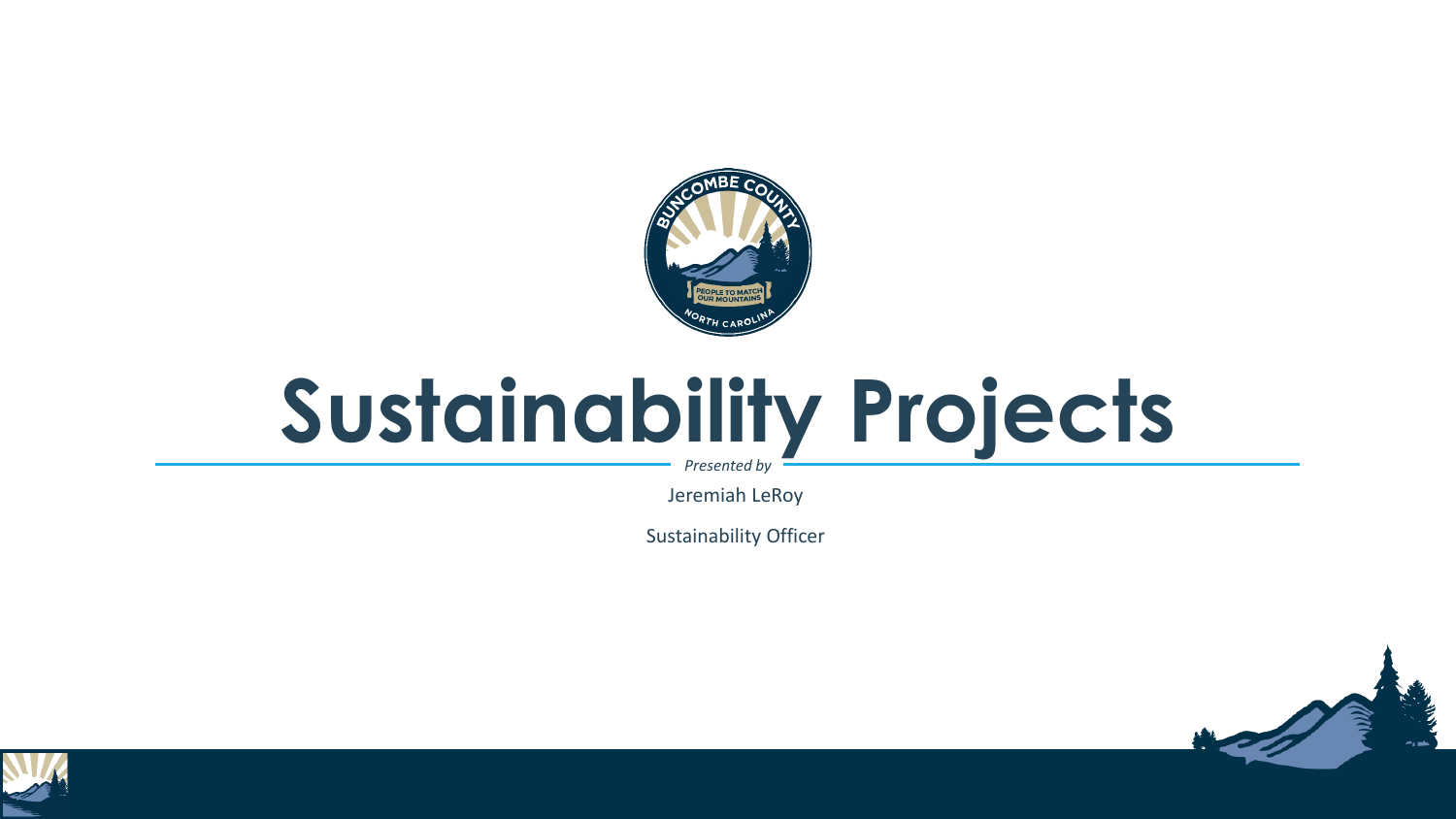# Sustainability Projects

*Presented by*

Jeremiah LeRoy

Sustainability Officer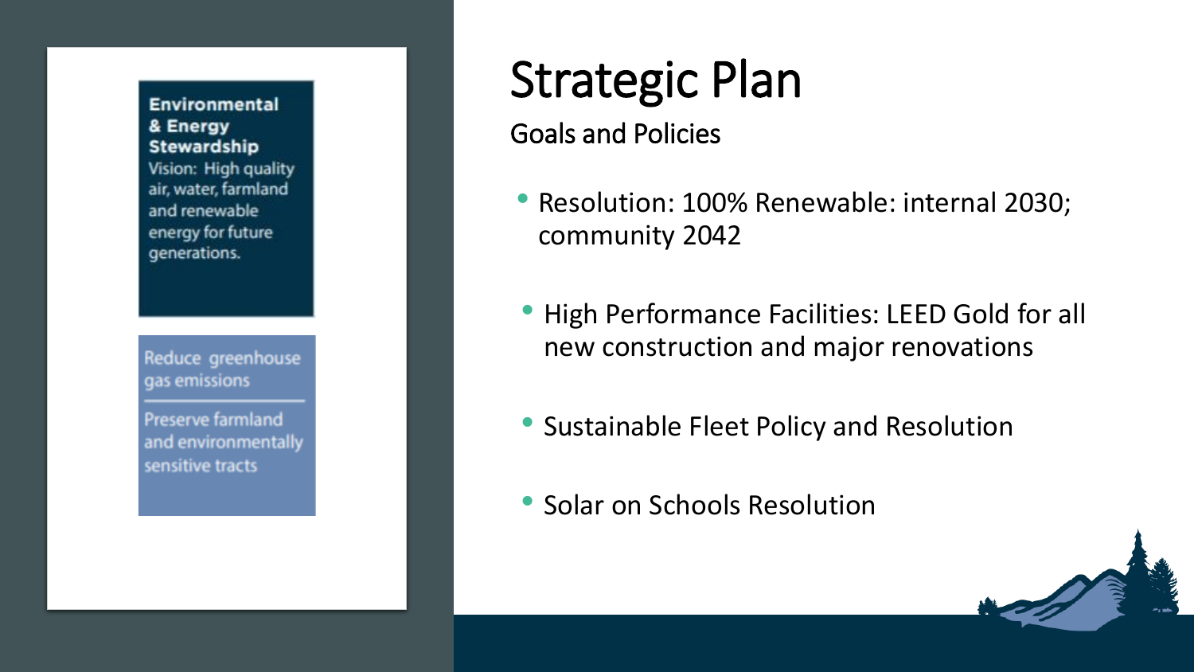**Environmental & Energy Stewardship**
Vision: High quality air, water, farmland and renewable energy for future generations.

Reduce greenhouse gas emissions

Preserve farmland and environmentally sensitive tracts

# Strategic Plan

## Goals and Policies

- Resolution: 100% Renewable: internal 2030; community 2042
- High Performance Facilities: LEED Gold for all new construction and major renovations
- Sustainable Fleet Policy and Resolution
- Solar on Schools Resolution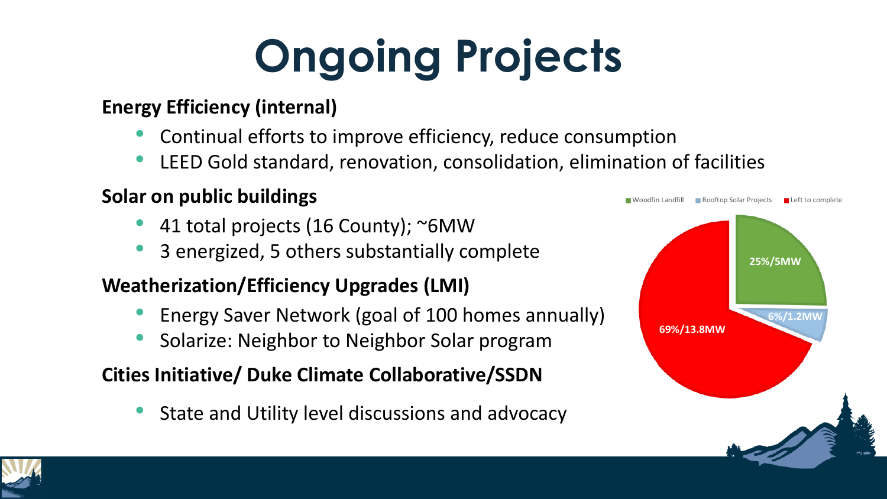# Ongoing Projects

**Energy Efficiency (internal)**

- Continual efforts to improve efficiency, reduce consumption
- LEED Gold standard, renovation, consolidation, elimination of facilities

**Solar on public buildings**

- 41 total projects (16 County); ~6MW
- 3 energized, 5 others substantially complete

**Weatherization/Efficiency Upgrades (LMI)**

- Energy Saver Network (goal of 100 homes annually)
- Solarize: Neighbor to Neighbor Solar program

**Cities Initiative/ Duke Climate Collaborative/SSDN**

- State and Utility level discussions and advocacy

Woodfin Landfill | Rooftop Solar Projects | Left to complete

25%/5MW

6%/1.2MW

69%/13.8MW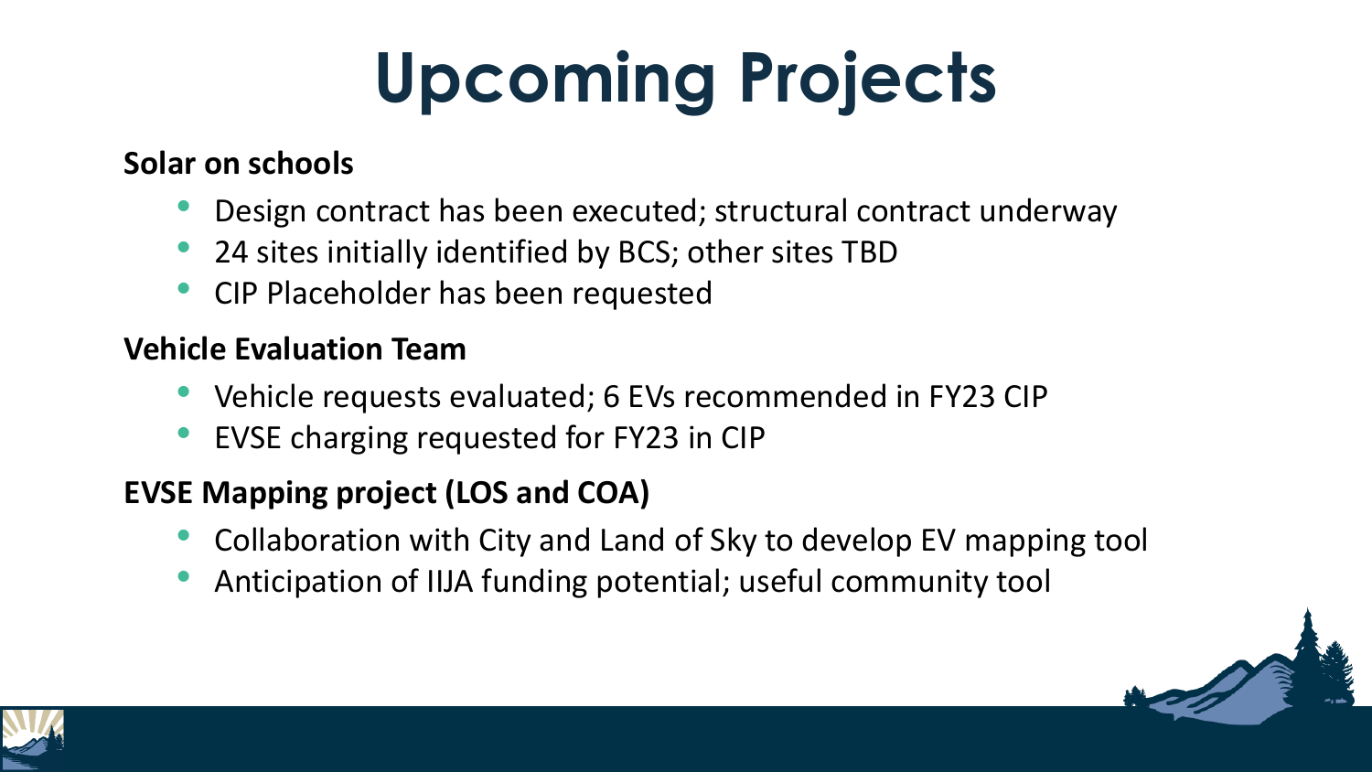# Upcoming Projects

**Solar on schools**

- Design contract has been executed; structural contract underway
- 24 sites initially identified by BCS; other sites TBD
- CIP Placeholder has been requested

**Vehicle Evaluation Team**

- Vehicle requests evaluated; 6 EVs recommended in FY23 CIP
- EVSE charging requested for FY23 in CIP

**EVSE Mapping project (LOS and COA)**

- Collaboration with City and Land of Sky to develop EV mapping tool
- Anticipation of IIJA funding potential; useful community tool